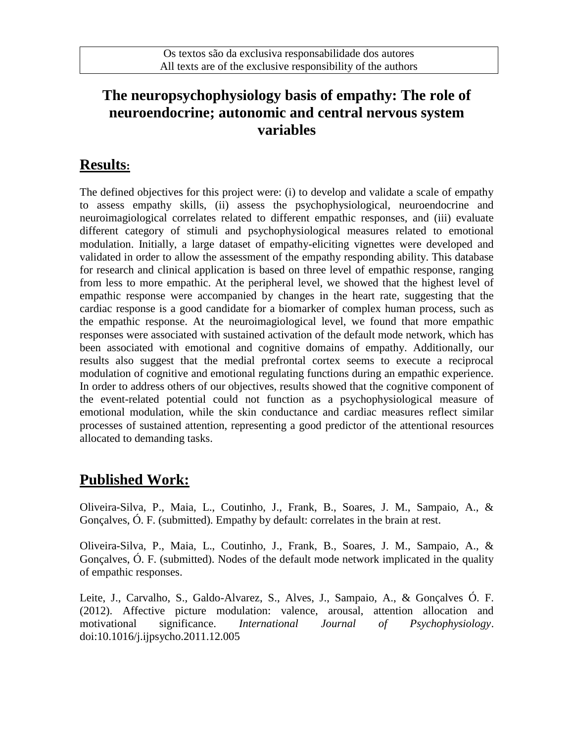Os textos são da exclusiva responsabilidade dos autores
All texts are of the exclusive responsibility of the authors

# The neuropsychophysiology basis of empathy: The role of neuroendocrine; autonomic and central nervous system variables

## Results:

The defined objectives for this project were: (i) to develop and validate a scale of empathy to assess empathy skills, (ii) assess the psychophysiological, neuroendocrine and neuroimagiological correlates related to different empathic responses, and (iii) evaluate different category of stimuli and psychophysiological measures related to emotional modulation. Initially, a large dataset of empathy-eliciting vignettes were developed and validated in order to allow the assessment of the empathy responding ability. This database for research and clinical application is based on three level of empathic response, ranging from less to more empathic. At the peripheral level, we showed that the highest level of empathic response were accompanied by changes in the heart rate, suggesting that the cardiac response is a good candidate for a biomarker of complex human process, such as the empathic response. At the neuroimagiological level, we found that more empathic responses were associated with sustained activation of the default mode network, which has been associated with emotional and cognitive domains of empathy. Additionally, our results also suggest that the medial prefrontal cortex seems to execute a reciprocal modulation of cognitive and emotional regulating functions during an empathic experience. In order to address others of our objectives, results showed that the cognitive component of the event-related potential could not function as a psychophysiological measure of emotional modulation, while the skin conductance and cardiac measures reflect similar processes of sustained attention, representing a good predictor of the attentional resources allocated to demanding tasks.

## Published Work:

Oliveira-Silva, P., Maia, L., Coutinho, J., Frank, B., Soares, J. M., Sampaio, A., & Gonçalves, Ó. F. (submitted). Empathy by default: correlates in the brain at rest.

Oliveira-Silva, P., Maia, L., Coutinho, J., Frank, B., Soares, J. M., Sampaio, A., & Gonçalves, Ó. F. (submitted). Nodes of the default mode network implicated in the quality of empathic responses.

Leite, J., Carvalho, S., Galdo-Alvarez, S., Alves, J., Sampaio, A., & Gonçalves Ó. F. (2012). Affective picture modulation: valence, arousal, attention allocation and motivational significance. *International Journal of Psychophysiology*. doi:10.1016/j.ijpsycho.2011.12.005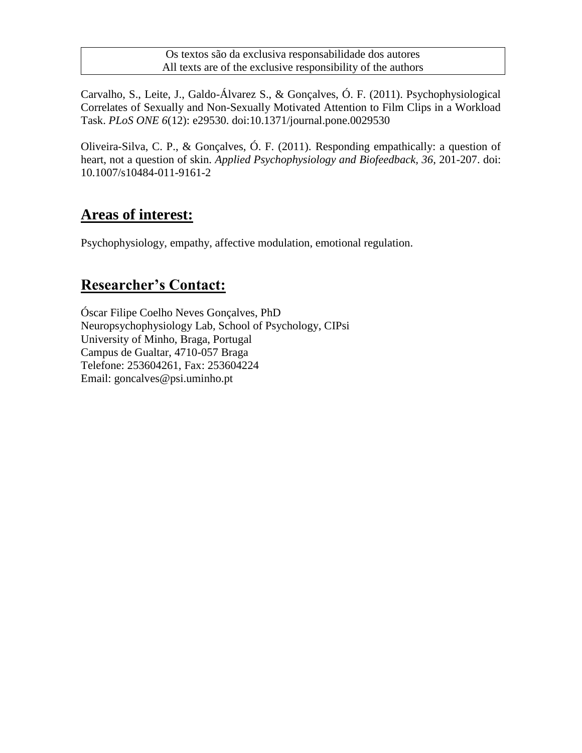Os textos são da exclusiva responsabilidade dos autores
All texts are of the exclusive responsibility of the authors

Carvalho, S., Leite, J., Galdo-Álvarez S., & Gonçalves, Ó. F. (2011). Psychophysiological Correlates of Sexually and Non-Sexually Motivated Attention to Film Clips in a Workload Task. *PLoS ONE 6*(12): e29530. doi:10.1371/journal.pone.0029530

Oliveira-Silva, C. P., & Gonçalves, Ó. F. (2011). Responding empathically: a question of heart, not a question of skin. *Applied Psychophysiology and Biofeedback, 36*, 201-207. doi: 10.1007/s10484-011-9161-2

## Areas of interest:

Psychophysiology, empathy, affective modulation, emotional regulation.

## Researcher's Contact:

Óscar Filipe Coelho Neves Gonçalves, PhD
Neuropsychophysiology Lab, School of Psychology, CIPsi
University of Minho, Braga, Portugal
Campus de Gualtar, 4710-057 Braga
Telefone: 253604261, Fax: 253604224
Email: goncalves@psi.uminho.pt